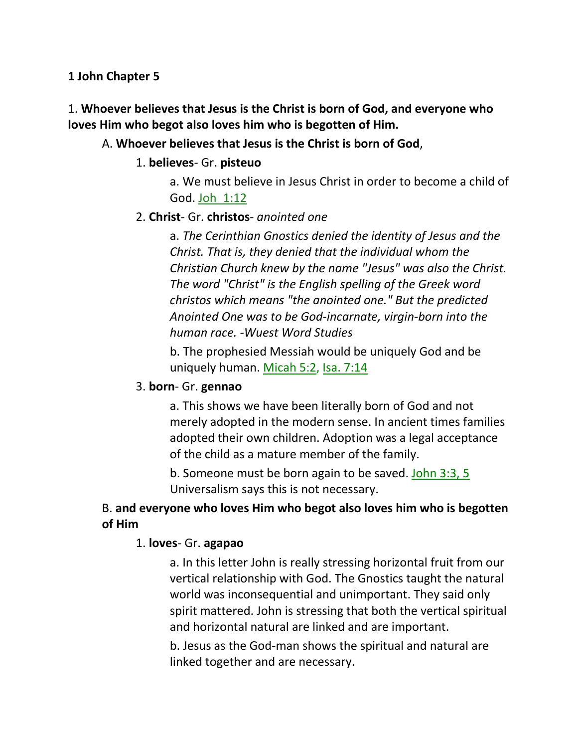**1 John Chapter 5**

1. **Whoever believes that Jesus is the Christ is born of God, and everyone who loves Him who begot also loves him who is begotten of Him.**

A. **Whoever believes that Jesus is the Christ is born of God**,

1. **believes**- Gr. **pisteuo**

a. We must believe in Jesus Christ in order to become a child of God. Joh 1:12

2. **Christ**- Gr. **christos**- *anointed one*

a. *The Cerinthian Gnostics denied the identity of Jesus and the Christ. That is, they denied that the individual whom the Christian Church knew by the name "Jesus" was also the Christ. The word "Christ" is the English spelling of the Greek word christos which means "the anointed one." But the predicted Anointed One was to be God-incarnate, virgin-born into the human race. -Wuest Word Studies*

b. The prophesied Messiah would be uniquely God and be uniquely human. Micah 5:2, Isa. 7:14

3. **born**- Gr. **gennao**

a. This shows we have been literally born of God and not merely adopted in the modern sense. In ancient times families adopted their own children. Adoption was a legal acceptance of the child as a mature member of the family.

b. Someone must be born again to be saved. John 3:3, 5 Universalism says this is not necessary.

B. **and everyone who loves Him who begot also loves him who is begotten of Him**

1. **loves**- Gr. **agapao**

a. In this letter John is really stressing horizontal fruit from our vertical relationship with God. The Gnostics taught the natural world was inconsequential and unimportant. They said only spirit mattered. John is stressing that both the vertical spiritual and horizontal natural are linked and are important.

b. Jesus as the God-man shows the spiritual and natural are linked together and are necessary.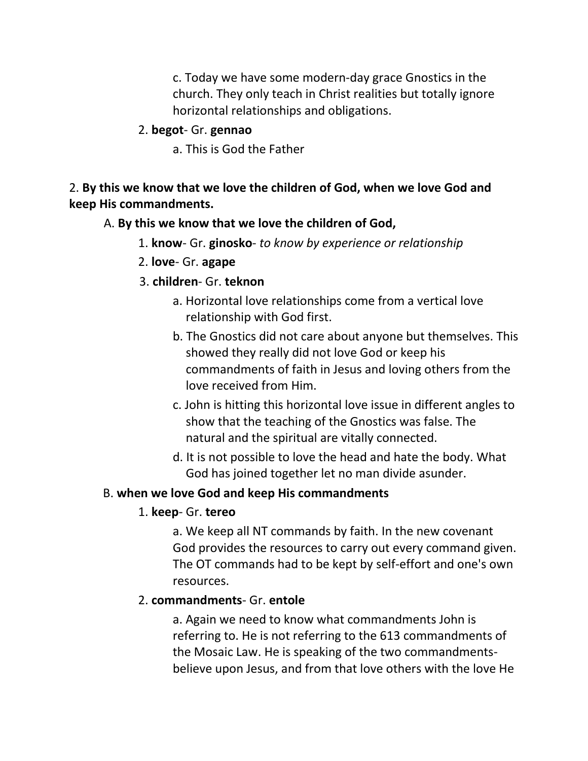c. Today we have some modern-day grace Gnostics in the church. They only teach in Christ realities but totally ignore horizontal relationships and obligations.

2. **begot**- Gr. **gennao**

   a. This is God the Father

2. **By this we know that we love the children of God, when we love God and keep His commandments.**

A. **By this we know that we love the children of God,**

1. **know**- Gr. **ginosko**- *to know by experience or relationship*
2. **love**- Gr. **agape**
3. **children**- Gr. **teknon**

   a. Horizontal love relationships come from a vertical love relationship with God first.

   b. The Gnostics did not care about anyone but themselves. This showed they really did not love God or keep his commandments of faith in Jesus and loving others from the love received from Him.

   c. John is hitting this horizontal love issue in different angles to show that the teaching of the Gnostics was false. The natural and the spiritual are vitally connected.

   d. It is not possible to love the head and hate the body. What God has joined together let no man divide asunder.

B. **when we love God and keep His commandments**

1. **keep**- Gr. **tereo**

   a. We keep all NT commands by faith. In the new covenant God provides the resources to carry out every command given. The OT commands had to be kept by self-effort and one's own resources.

2. **commandments**- Gr. **entole**

   a. Again we need to know what commandments John is referring to. He is not referring to the 613 commandments of the Mosaic Law. He is speaking of the two commandments- believe upon Jesus, and from that love others with the love He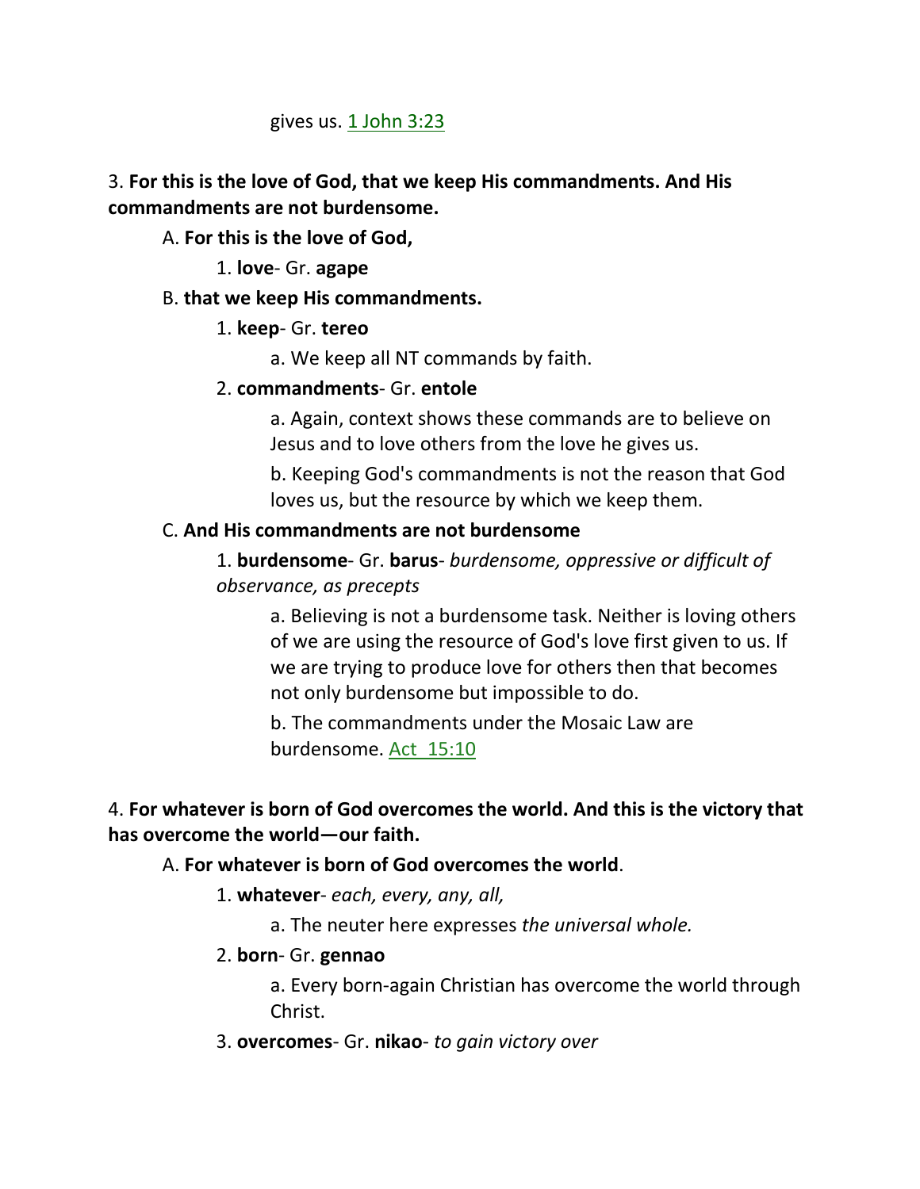gives us. 1 John 3:23

3. **For this is the love of God, that we keep His commandments. And His commandments are not burdensome.**

A. **For this is the love of God,**

1. **love**- Gr. **agape**

B. **that we keep His commandments.**

1. **keep**- Gr. **tereo**

a. We keep all NT commands by faith.

2. **commandments**- Gr. **entole**

a. Again, context shows these commands are to believe on Jesus and to love others from the love he gives us.

b. Keeping God's commandments is not the reason that God loves us, but the resource by which we keep them.

C. **And His commandments are not burdensome**

1. **burdensome**- Gr. **barus**- *burdensome, oppressive or difficult of observance, as precepts*

a. Believing is not a burdensome task. Neither is loving others of we are using the resource of God's love first given to us. If we are trying to produce love for others then that becomes not only burdensome but impossible to do.

b. The commandments under the Mosaic Law are burdensome. Act 15:10

4. **For whatever is born of God overcomes the world. And this is the victory that has overcome the world—our faith.**

A. **For whatever is born of God overcomes the world**.

1. **whatever**- *each, every, any, all,*

a. The neuter here expresses *the universal whole.*

2. **born**- Gr. **gennao**

a. Every born-again Christian has overcome the world through Christ.

3. **overcomes**- Gr. **nikao**- *to gain victory over*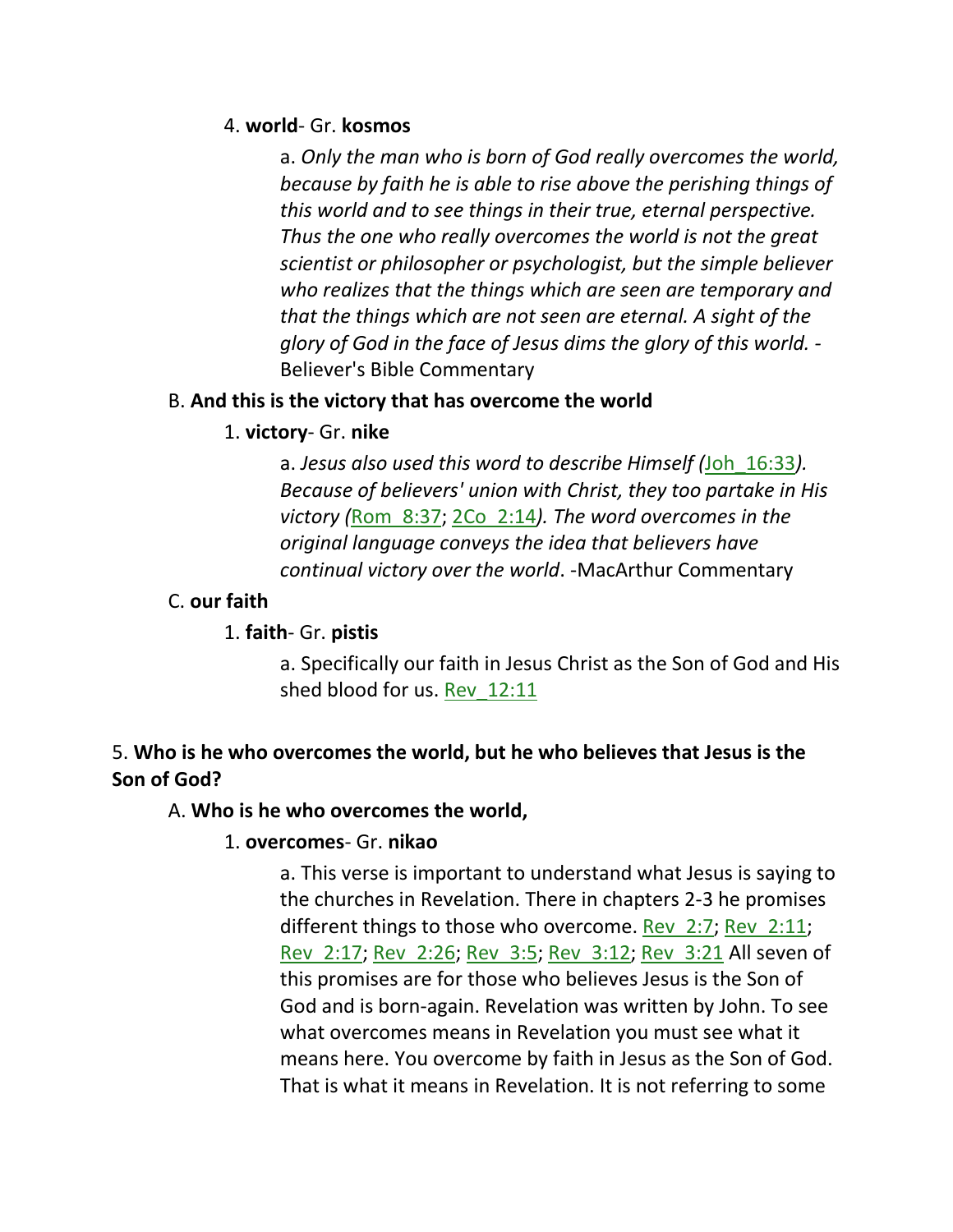4. **world**- Gr. **kosmos**

a. *Only the man who is born of God really overcomes the world, because by faith he is able to rise above the perishing things of this world and to see things in their true, eternal perspective. Thus the one who really overcomes the world is not the great scientist or philosopher or psychologist, but the simple believer who realizes that the things which are seen are temporary and that the things which are not seen are eternal. A sight of the glory of God in the face of Jesus dims the glory of this world.* - Believer's Bible Commentary

B. **And this is the victory that has overcome the world**

1. **victory**- Gr. **nike**

a. *Jesus also used this word to describe Himself (*Joh_16:33*). Because of believers' union with Christ, they too partake in His victory (*Rom_8:37; 2Co_2:14*). The word overcomes in the original language conveys the idea that believers have continual victory over the world*. -MacArthur Commentary

C. **our faith**

1. **faith**- Gr. **pistis**

a. Specifically our faith in Jesus Christ as the Son of God and His shed blood for us. Rev_12:11

5. **Who is he who overcomes the world, but he who believes that Jesus is the Son of God?**

A. **Who is he who overcomes the world,**

1. **overcomes**- Gr. **nikao**

a. This verse is important to understand what Jesus is saying to the churches in Revelation. There in chapters 2-3 he promises different things to those who overcome. Rev_2:7; Rev_2:11; Rev_2:17; Rev_2:26; Rev_3:5; Rev_3:12; Rev_3:21 All seven of this promises are for those who believes Jesus is the Son of God and is born-again. Revelation was written by John. To see what overcomes means in Revelation you must see what it means here. You overcome by faith in Jesus as the Son of God. That is what it means in Revelation. It is not referring to some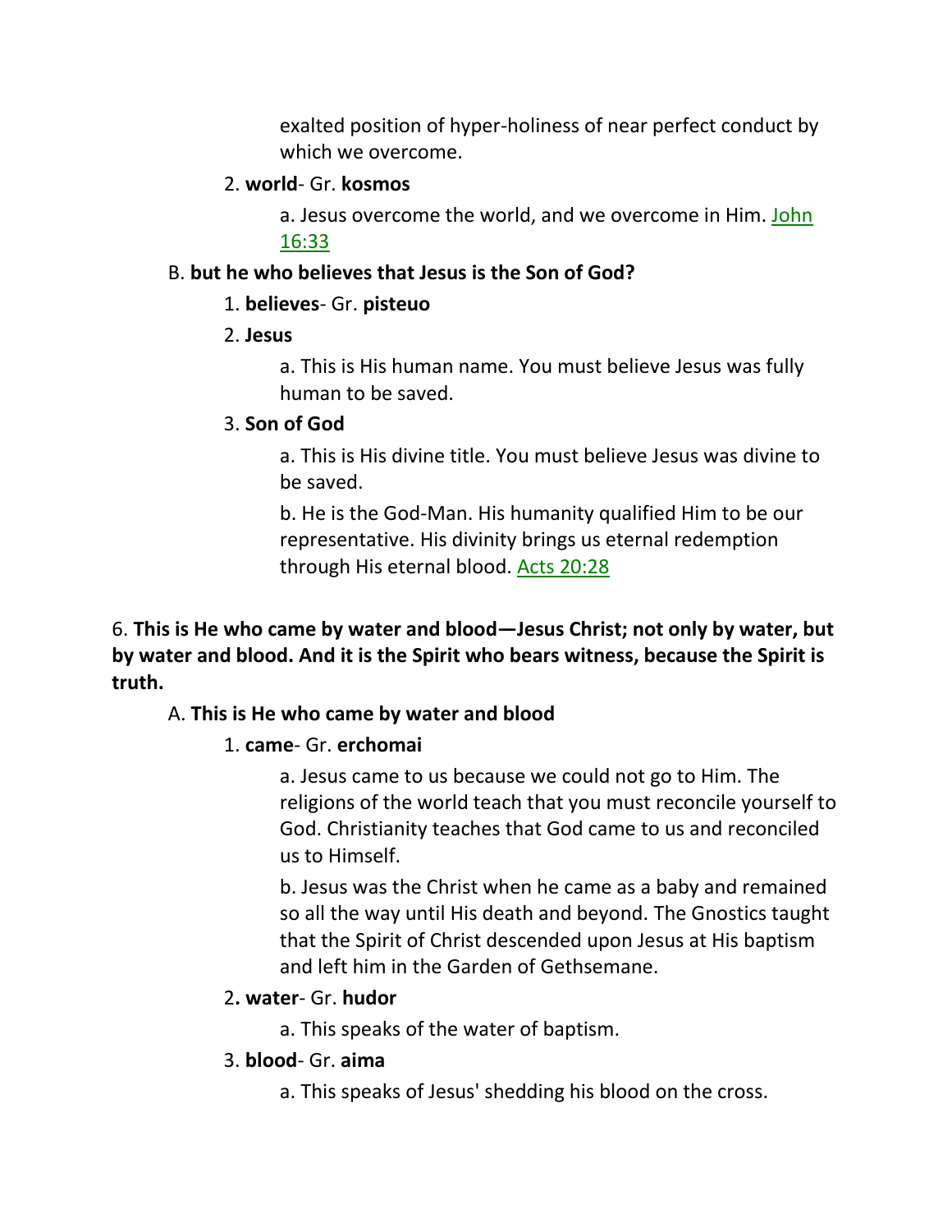exalted position of hyper-holiness of near perfect conduct by which we overcome.

2. **world**- Gr. **kosmos**

a. Jesus overcome the world, and we overcome in Him. John 16:33

B. **but he who believes that Jesus is the Son of God?**

1. **believes**- Gr. **pisteuo**

2. **Jesus**

a. This is His human name. You must believe Jesus was fully human to be saved.

3. **Son of God**

a. This is His divine title. You must believe Jesus was divine to be saved.

b. He is the God-Man. His humanity qualified Him to be our representative. His divinity brings us eternal redemption through His eternal blood. Acts 20:28

6. **This is He who came by water and blood—Jesus Christ; not only by water, but by water and blood. And it is the Spirit who bears witness, because the Spirit is truth.**

A. **This is He who came by water and blood**

1. **came**- Gr. **erchomai**

a. Jesus came to us because we could not go to Him. The religions of the world teach that you must reconcile yourself to God. Christianity teaches that God came to us and reconciled us to Himself.

b. Jesus was the Christ when he came as a baby and remained so all the way until His death and beyond. The Gnostics taught that the Spirit of Christ descended upon Jesus at His baptism and left him in the Garden of Gethsemane.

2**. water**- Gr. **hudor**

a. This speaks of the water of baptism.

3. **blood**- Gr. **aima**

a. This speaks of Jesus' shedding his blood on the cross.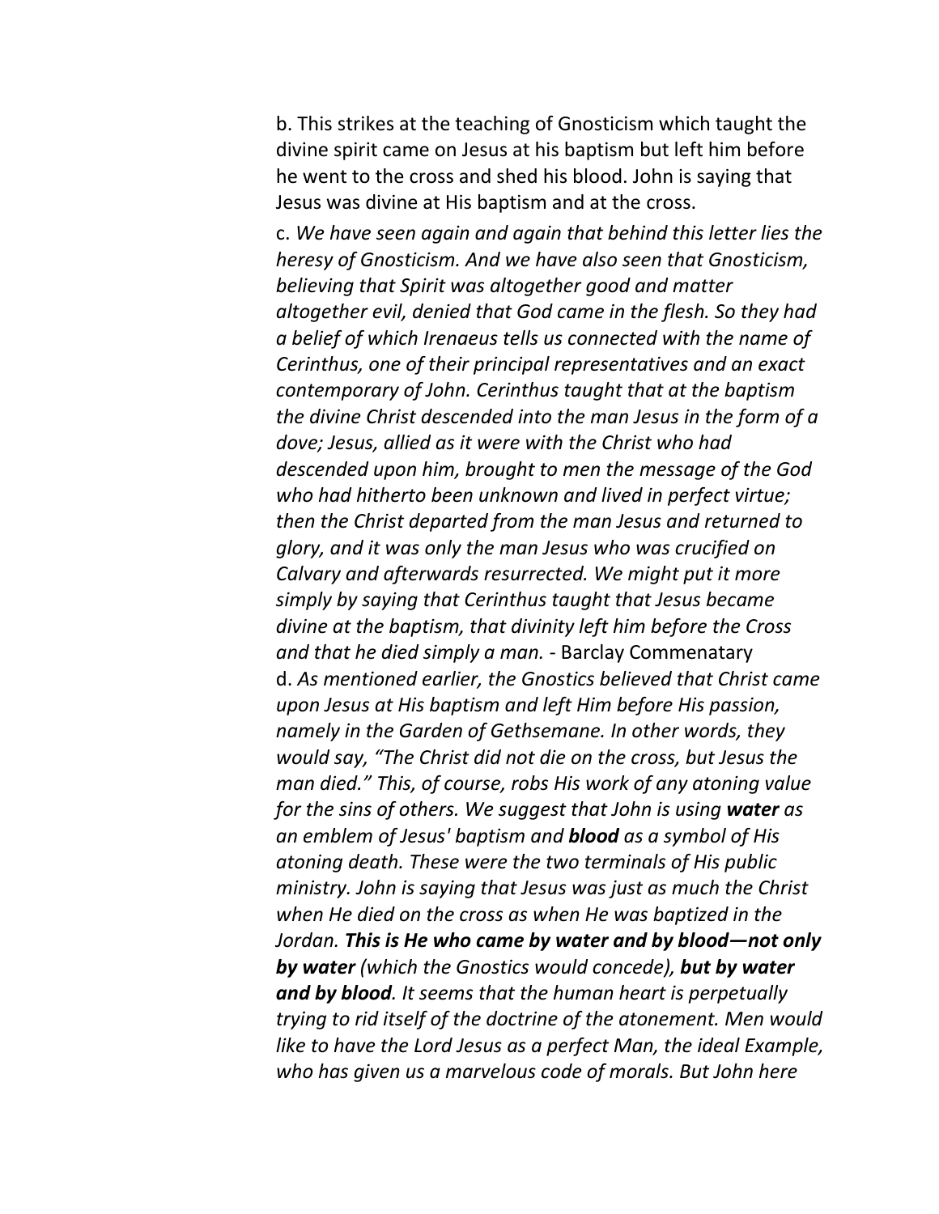b. This strikes at the teaching of Gnosticism which taught the divine spirit came on Jesus at his baptism but left him before he went to the cross and shed his blood. John is saying that Jesus was divine at His baptism and at the cross.

c. *We have seen again and again that behind this letter lies the heresy of Gnosticism. And we have also seen that Gnosticism, believing that Spirit was altogether good and matter altogether evil, denied that God came in the flesh. So they had a belief of which Irenaeus tells us connected with the name of Cerinthus, one of their principal representatives and an exact contemporary of John. Cerinthus taught that at the baptism the divine Christ descended into the man Jesus in the form of a dove; Jesus, allied as it were with the Christ who had descended upon him, brought to men the message of the God who had hitherto been unknown and lived in perfect virtue; then the Christ departed from the man Jesus and returned to glory, and it was only the man Jesus who was crucified on Calvary and afterwards resurrected. We might put it more simply by saying that Cerinthus taught that Jesus became divine at the baptism, that divinity left him before the Cross and that he died simply a man.* - Barclay Commenatary

d. *As mentioned earlier, the Gnostics believed that Christ came upon Jesus at His baptism and left Him before His passion, namely in the Garden of Gethsemane. In other words, they would say, "The Christ did not die on the cross, but Jesus the man died." This, of course, robs His work of any atoning value for the sins of others. We suggest that John is using **water** as an emblem of Jesus' baptism and **blood** as a symbol of His atoning death. These were the two terminals of His public ministry. John is saying that Jesus was just as much the Christ when He died on the cross as when He was baptized in the Jordan. **This is He who came by water and by blood—not only by water** (which the Gnostics would concede), **but by water and by blood**. It seems that the human heart is perpetually trying to rid itself of the doctrine of the atonement. Men would like to have the Lord Jesus as a perfect Man, the ideal Example, who has given us a marvelous code of morals. But John here*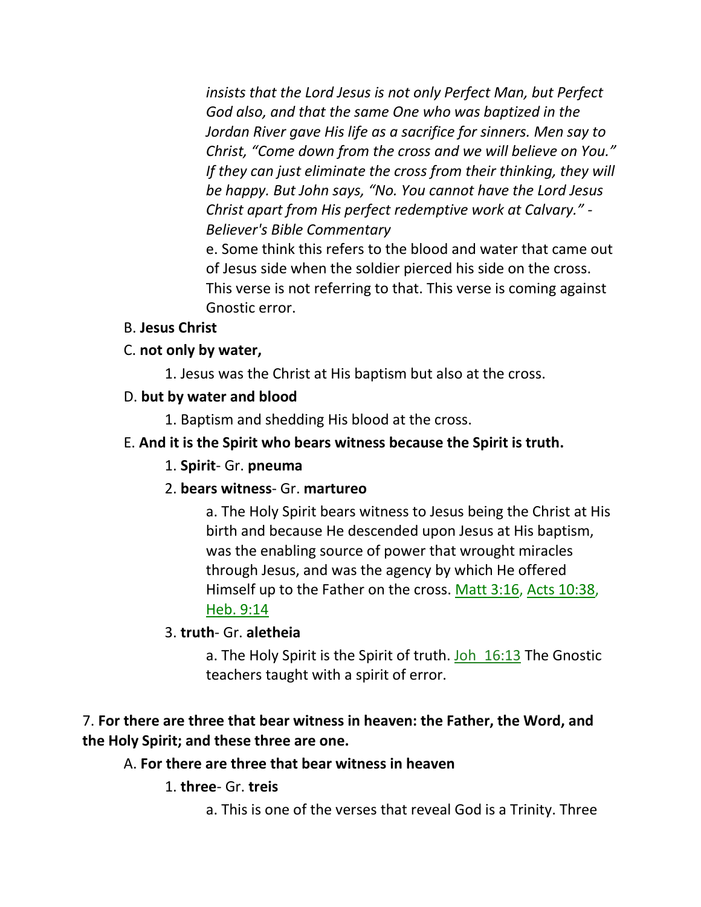*insists that the Lord Jesus is not only Perfect Man, but Perfect God also, and that the same One who was baptized in the Jordan River gave His life as a sacrifice for sinners. Men say to Christ, "Come down from the cross and we will believe on You." If they can just eliminate the cross from their thinking, they will be happy. But John says, "No. You cannot have the Lord Jesus Christ apart from His perfect redemptive work at Calvary." - Believer's Bible Commentary*

e. Some think this refers to the blood and water that came out of Jesus side when the soldier pierced his side on the cross. This verse is not referring to that. This verse is coming against Gnostic error.

B. **Jesus Christ**

C. **not only by water,**

1. Jesus was the Christ at His baptism but also at the cross.

D. **but by water and blood**

1. Baptism and shedding His blood at the cross.

E. **And it is the Spirit who bears witness because the Spirit is truth.**

1. **Spirit**- Gr. **pneuma**

2. **bears witness**- Gr. **martureo**

a. The Holy Spirit bears witness to Jesus being the Christ at His birth and because He descended upon Jesus at His baptism, was the enabling source of power that wrought miracles through Jesus, and was the agency by which He offered Himself up to the Father on the cross. Matt 3:16, Acts 10:38, Heb. 9:14

3. **truth**- Gr. **aletheia**

a. The Holy Spirit is the Spirit of truth. Joh 16:13 The Gnostic teachers taught with a spirit of error.

7. **For there are three that bear witness in heaven: the Father, the Word, and the Holy Spirit; and these three are one.**

A. **For there are three that bear witness in heaven**

1. **three**- Gr. **treis**

a. This is one of the verses that reveal God is a Trinity. Three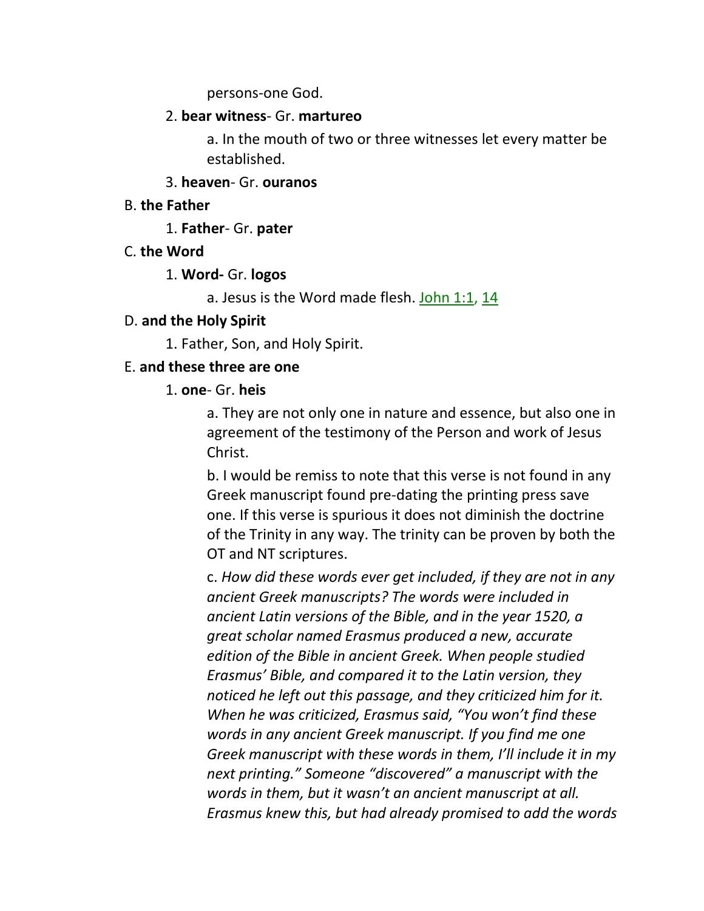persons-one God.

2. **bear witness**- Gr. **martureo**

a. In the mouth of two or three witnesses let every matter be established.

3. **heaven**- Gr. **ouranos**

B. **the Father**

1. **Father**- Gr. **pater**

C. **the Word**

1. **Word-** Gr. **logos**

a. Jesus is the Word made flesh. John 1:1, 14

D. **and the Holy Spirit**

1. Father, Son, and Holy Spirit.

E. **and these three are one**

1. **one**- Gr. **heis**

a. They are not only one in nature and essence, but also one in agreement of the testimony of the Person and work of Jesus Christ.

b. I would be remiss to note that this verse is not found in any Greek manuscript found pre-dating the printing press save one. If this verse is spurious it does not diminish the doctrine of the Trinity in any way. The trinity can be proven by both the OT and NT scriptures.

c. *How did these words ever get included, if they are not in any ancient Greek manuscripts? The words were included in ancient Latin versions of the Bible, and in the year 1520, a great scholar named Erasmus produced a new, accurate edition of the Bible in ancient Greek. When people studied Erasmus' Bible, and compared it to the Latin version, they noticed he left out this passage, and they criticized him for it. When he was criticized, Erasmus said, "You won't find these words in any ancient Greek manuscript. If you find me one Greek manuscript with these words in them, I'll include it in my next printing." Someone "discovered" a manuscript with the words in them, but it wasn't an ancient manuscript at all. Erasmus knew this, but had already promised to add the words*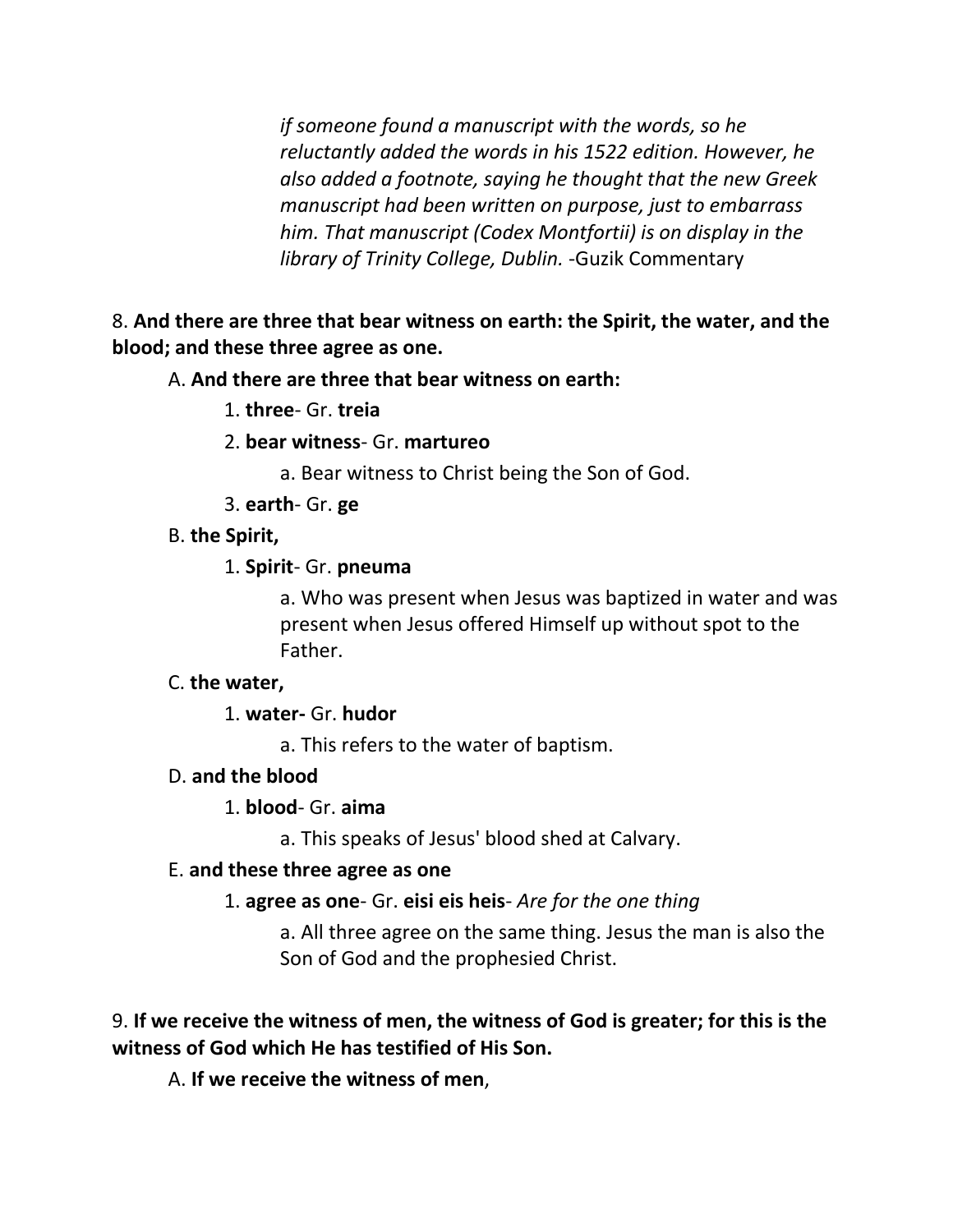*if someone found a manuscript with the words, so he reluctantly added the words in his 1522 edition. However, he also added a footnote, saying he thought that the new Greek manuscript had been written on purpose, just to embarrass him. That manuscript (Codex Montfortii) is on display in the library of Trinity College, Dublin.* -Guzik Commentary

8. **And there are three that bear witness on earth: the Spirit, the water, and the blood; and these three agree as one.**

A. **And there are three that bear witness on earth:**

1. **three**- Gr. **treia**

2. **bear witness**- Gr. **martureo**

a. Bear witness to Christ being the Son of God.

3. **earth**- Gr. **ge**

B. **the Spirit,**

1. **Spirit**- Gr. **pneuma**

a. Who was present when Jesus was baptized in water and was present when Jesus offered Himself up without spot to the Father.

C. **the water,**

1. **water-** Gr. **hudor**

a. This refers to the water of baptism.

D. **and the blood**

1. **blood**- Gr. **aima**

a. This speaks of Jesus' blood shed at Calvary.

E. **and these three agree as one**

1. **agree as one**- Gr. **eisi eis heis**- *Are for the one thing*

a. All three agree on the same thing. Jesus the man is also the Son of God and the prophesied Christ.

9. **If we receive the witness of men, the witness of God is greater; for this is the witness of God which He has testified of His Son.**

A. **If we receive the witness of men**,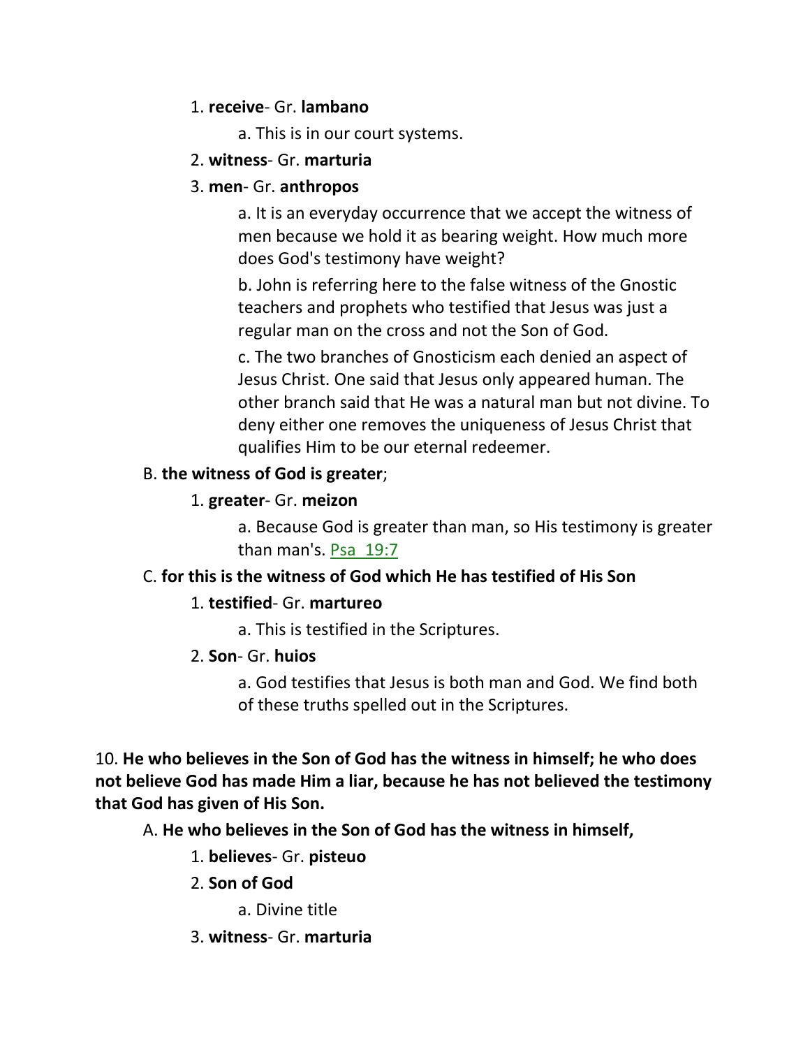1. **receive**- Gr. **lambano**

    a. This is in our court systems.

2. **witness**- Gr. **marturia**

3. **men**- Gr. **anthropos**

    a. It is an everyday occurrence that we accept the witness of men because we hold it as bearing weight. How much more does God's testimony have weight?

    b. John is referring here to the false witness of the Gnostic teachers and prophets who testified that Jesus was just a regular man on the cross and not the Son of God.

    c. The two branches of Gnosticism each denied an aspect of Jesus Christ. One said that Jesus only appeared human. The other branch said that He was a natural man but not divine. To deny either one removes the uniqueness of Jesus Christ that qualifies Him to be our eternal redeemer.

B. **the witness of God is greater**;

1. **greater**- Gr. **meizon**

    a. Because God is greater than man, so His testimony is greater than man's. Psa 19:7

C. **for this is the witness of God which He has testified of His Son**

1. **testified**- Gr. **martureo**

    a. This is testified in the Scriptures.

2. **Son**- Gr. **huios**

    a. God testifies that Jesus is both man and God. We find both of these truths spelled out in the Scriptures.

10. **He who believes in the Son of God has the witness in himself; he who does not believe God has made Him a liar, because he has not believed the testimony that God has given of His Son.**

A. **He who believes in the Son of God has the witness in himself,**

1. **believes**- Gr. **pisteuo**

2. **Son of God**

    a. Divine title

3. **witness**- Gr. **marturia**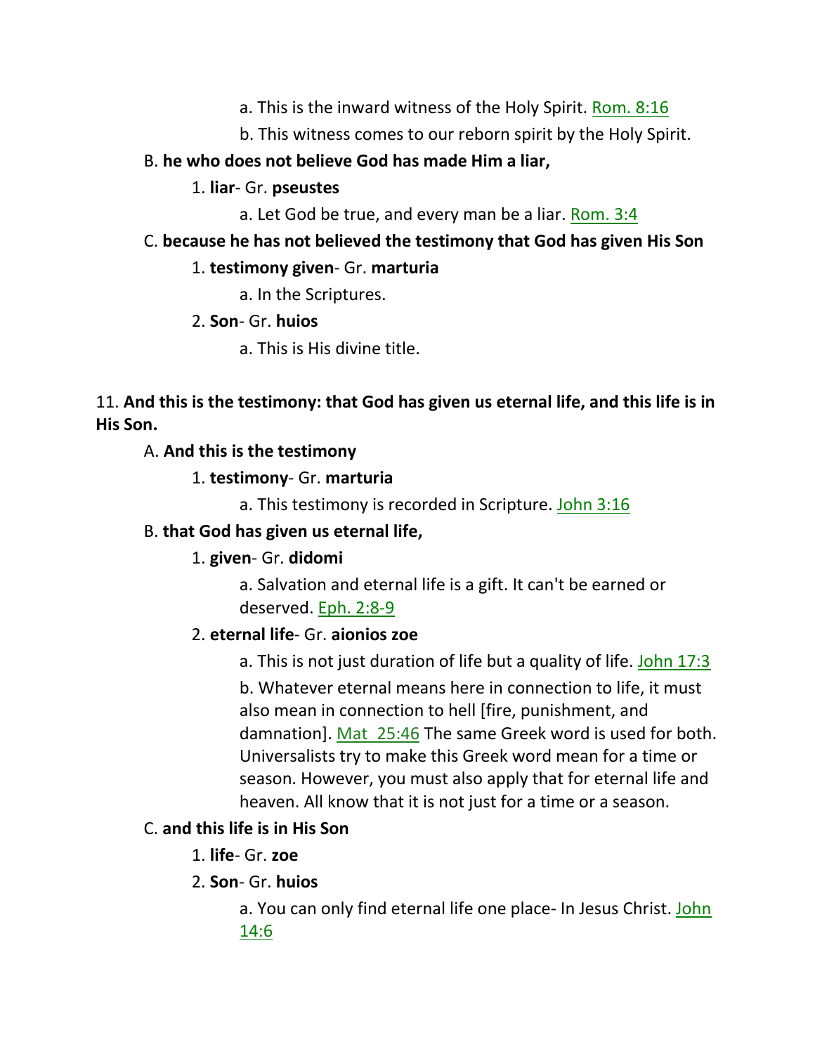a. This is the inward witness of the Holy Spirit. Rom. 8:16

b. This witness comes to our reborn spirit by the Holy Spirit.

B. **he who does not believe God has made Him a liar,**

1. **liar**- Gr. **pseustes**

a. Let God be true, and every man be a liar. Rom. 3:4

C. **because he has not believed the testimony that God has given His Son**

1. **testimony given**- Gr. **marturia**

a. In the Scriptures.

2. **Son**- Gr. **huios**

a. This is His divine title.

11. **And this is the testimony: that God has given us eternal life, and this life is in His Son.**

A. **And this is the testimony**

1. **testimony**- Gr. **marturia**

a. This testimony is recorded in Scripture. John 3:16

B. **that God has given us eternal life,**

1. **given**- Gr. **didomi**

a. Salvation and eternal life is a gift. It can't be earned or deserved. Eph. 2:8-9

2. **eternal life**- Gr. **aionios zoe**

a. This is not just duration of life but a quality of life. John 17:3

b. Whatever eternal means here in connection to life, it must also mean in connection to hell [fire, punishment, and damnation]. Mat 25:46 The same Greek word is used for both. Universalists try to make this Greek word mean for a time or season. However, you must also apply that for eternal life and heaven. All know that it is not just for a time or a season.

C. **and this life is in His Son**

1. **life**- Gr. **zoe**

2. **Son**- Gr. **huios**

a. You can only find eternal life one place- In Jesus Christ. John 14:6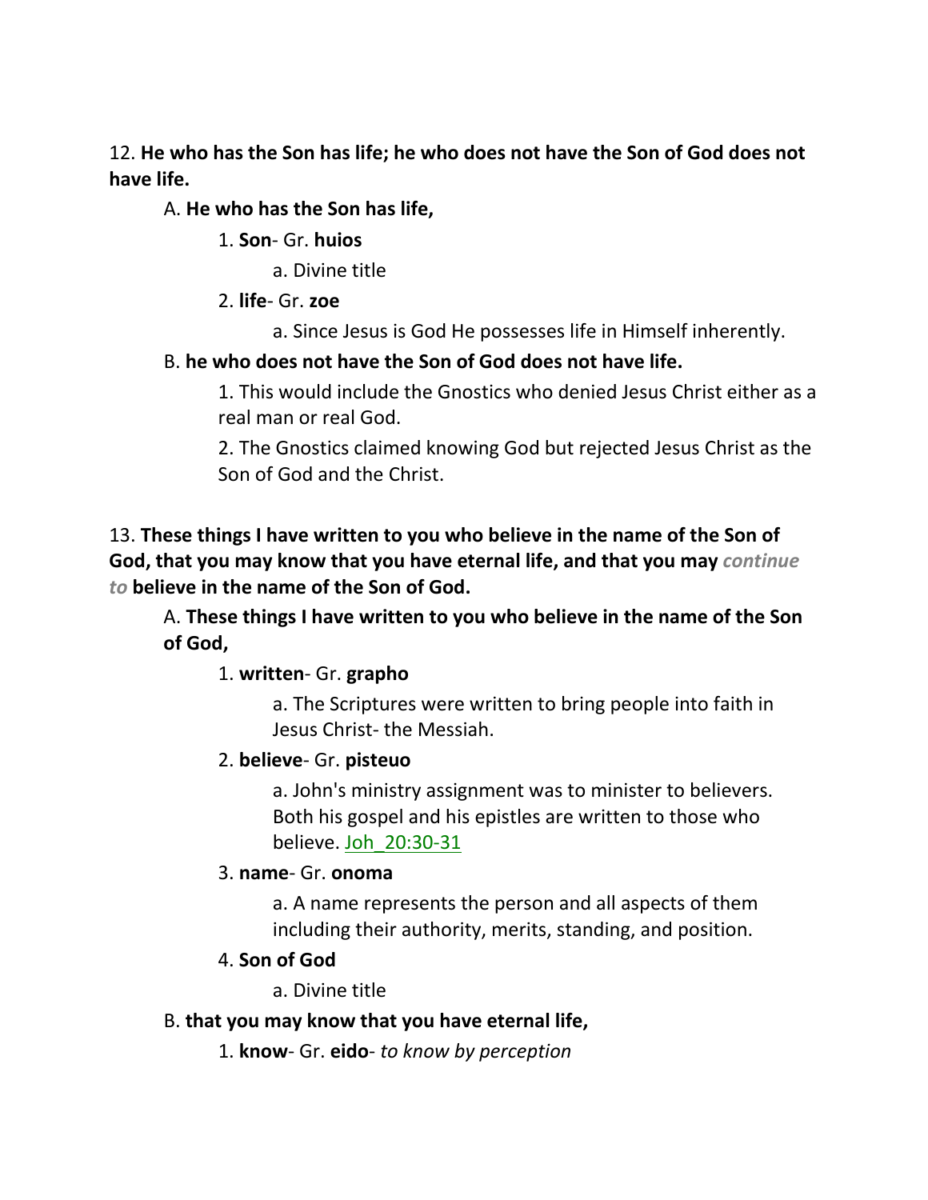12. **He who has the Son has life; he who does not have the Son of God does not have life.**

A. **He who has the Son has life,**

1. **Son**- Gr. **huios**

a. Divine title

2. **life**- Gr. **zoe**

a. Since Jesus is God He possesses life in Himself inherently.

B. **he who does not have the Son of God does not have life.**

1. This would include the Gnostics who denied Jesus Christ either as a real man or real God.

2. The Gnostics claimed knowing God but rejected Jesus Christ as the Son of God and the Christ.

13. **These things I have written to you who believe in the name of the Son of God, that you may know that you have eternal life, and that you may *continue to* believe in the name of the Son of God.**

A. **These things I have written to you who believe in the name of the Son of God,**

1. **written**- Gr. **grapho**

a. The Scriptures were written to bring people into faith in Jesus Christ- the Messiah.

2. **believe**- Gr. **pisteuo**

a. John's ministry assignment was to minister to believers. Both his gospel and his epistles are written to those who believe. Joh_20:30-31

3. **name**- Gr. **onoma**

a. A name represents the person and all aspects of them including their authority, merits, standing, and position.

4. **Son of God**

a. Divine title

B. **that you may know that you have eternal life,**

1. **know**- Gr. **eido**- *to know by perception*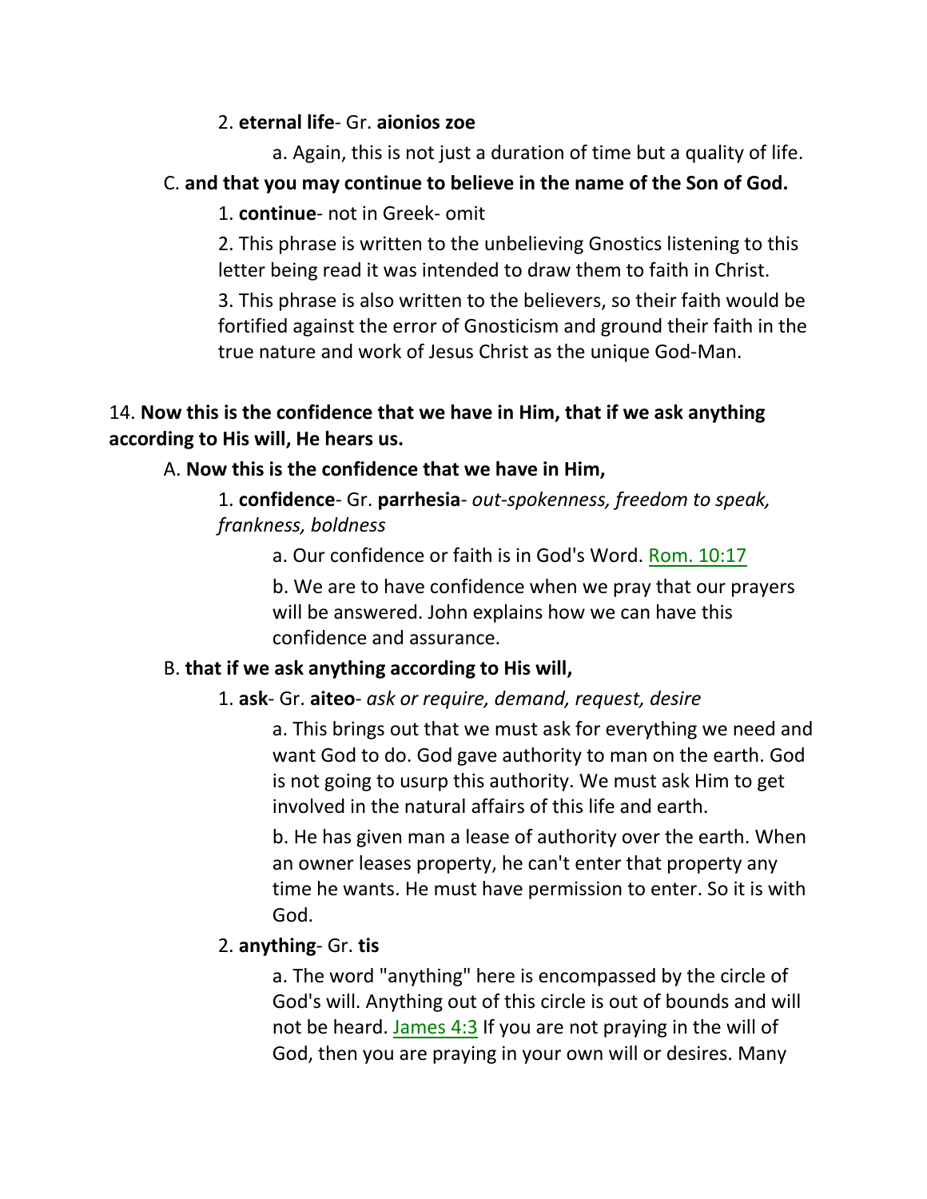2. **eternal life**- Gr. **aionios zoe**

a. Again, this is not just a duration of time but a quality of life.

C. **and that you may continue to believe in the name of the Son of God.**

1. **continue**- not in Greek- omit

2. This phrase is written to the unbelieving Gnostics listening to this letter being read it was intended to draw them to faith in Christ.

3. This phrase is also written to the believers, so their faith would be fortified against the error of Gnosticism and ground their faith in the true nature and work of Jesus Christ as the unique God-Man.

14. **Now this is the confidence that we have in Him, that if we ask anything according to His will, He hears us.**

A. **Now this is the confidence that we have in Him,**

1. **confidence**- Gr. **parrhesia**- *out-spokenness, freedom to speak, frankness, boldness*

a. Our confidence or faith is in God's Word. Rom. 10:17

b. We are to have confidence when we pray that our prayers will be answered. John explains how we can have this confidence and assurance.

B. **that if we ask anything according to His will,**

1. **ask**- Gr. **aiteo**- *ask or require, demand, request, desire*

a. This brings out that we must ask for everything we need and want God to do. God gave authority to man on the earth. God is not going to usurp this authority. We must ask Him to get involved in the natural affairs of this life and earth.

b. He has given man a lease of authority over the earth. When an owner leases property, he can't enter that property any time he wants. He must have permission to enter. So it is with God.

2. **anything**- Gr. **tis**

a. The word "anything" here is encompassed by the circle of God's will. Anything out of this circle is out of bounds and will not be heard. James 4:3 If you are not praying in the will of God, then you are praying in your own will or desires. Many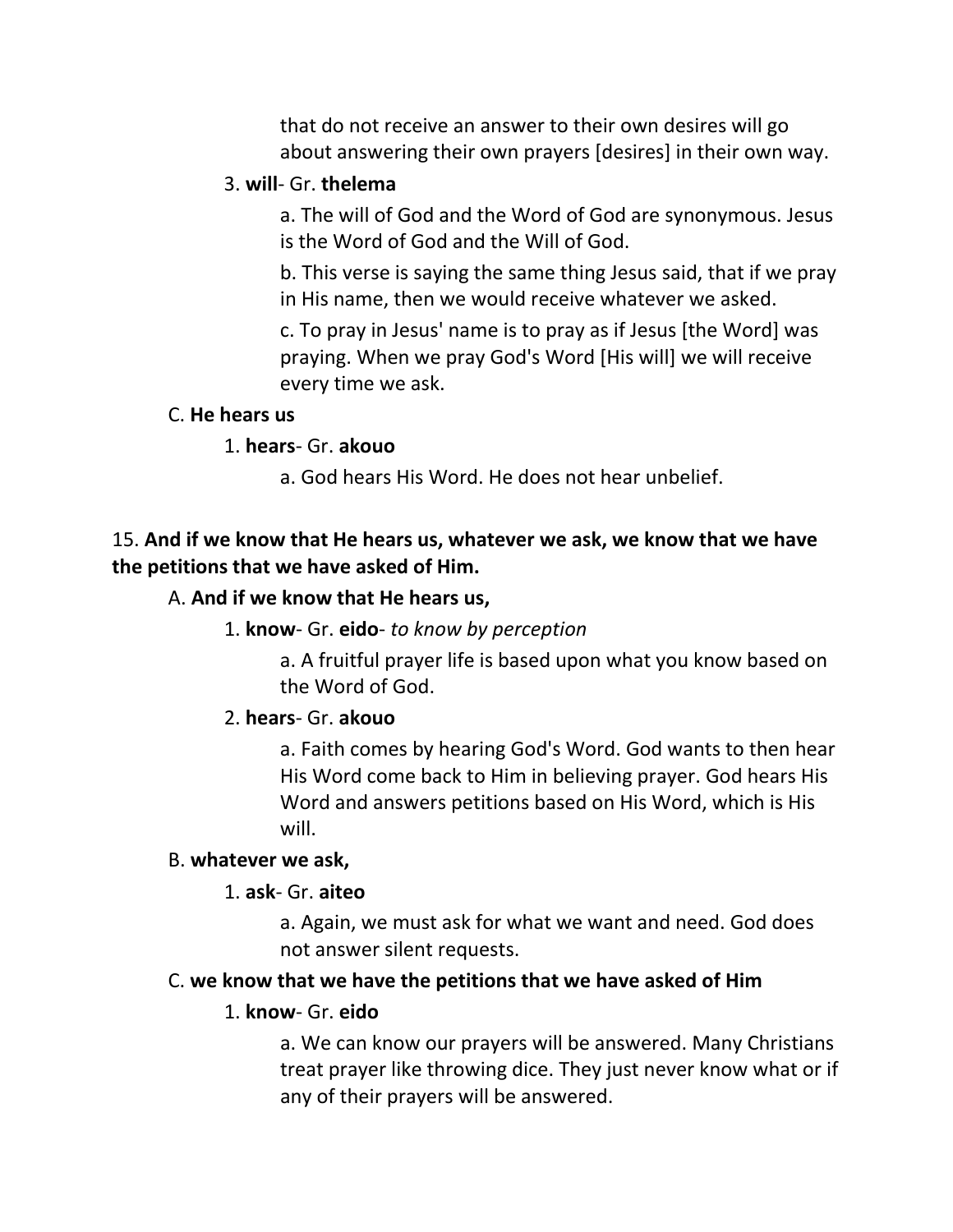that do not receive an answer to their own desires will go about answering their own prayers [desires] in their own way.

3. **will**- Gr. **thelema**

a. The will of God and the Word of God are synonymous. Jesus is the Word of God and the Will of God.

b. This verse is saying the same thing Jesus said, that if we pray in His name, then we would receive whatever we asked.

c. To pray in Jesus' name is to pray as if Jesus [the Word] was praying. When we pray God's Word [His will] we will receive every time we ask.

C. **He hears us**

1. **hears**- Gr. **akouo**

a. God hears His Word. He does not hear unbelief.

15. **And if we know that He hears us, whatever we ask, we know that we have the petitions that we have asked of Him.**

A. **And if we know that He hears us,**

1. **know**- Gr. **eido**- *to know by perception*

a. A fruitful prayer life is based upon what you know based on the Word of God.

2. **hears**- Gr. **akouo**

a. Faith comes by hearing God's Word. God wants to then hear His Word come back to Him in believing prayer. God hears His Word and answers petitions based on His Word, which is His will.

B. **whatever we ask,**

1. **ask**- Gr. **aiteo**

a. Again, we must ask for what we want and need. God does not answer silent requests.

C. **we know that we have the petitions that we have asked of Him**

1. **know**- Gr. **eido**

a. We can know our prayers will be answered. Many Christians treat prayer like throwing dice. They just never know what or if any of their prayers will be answered.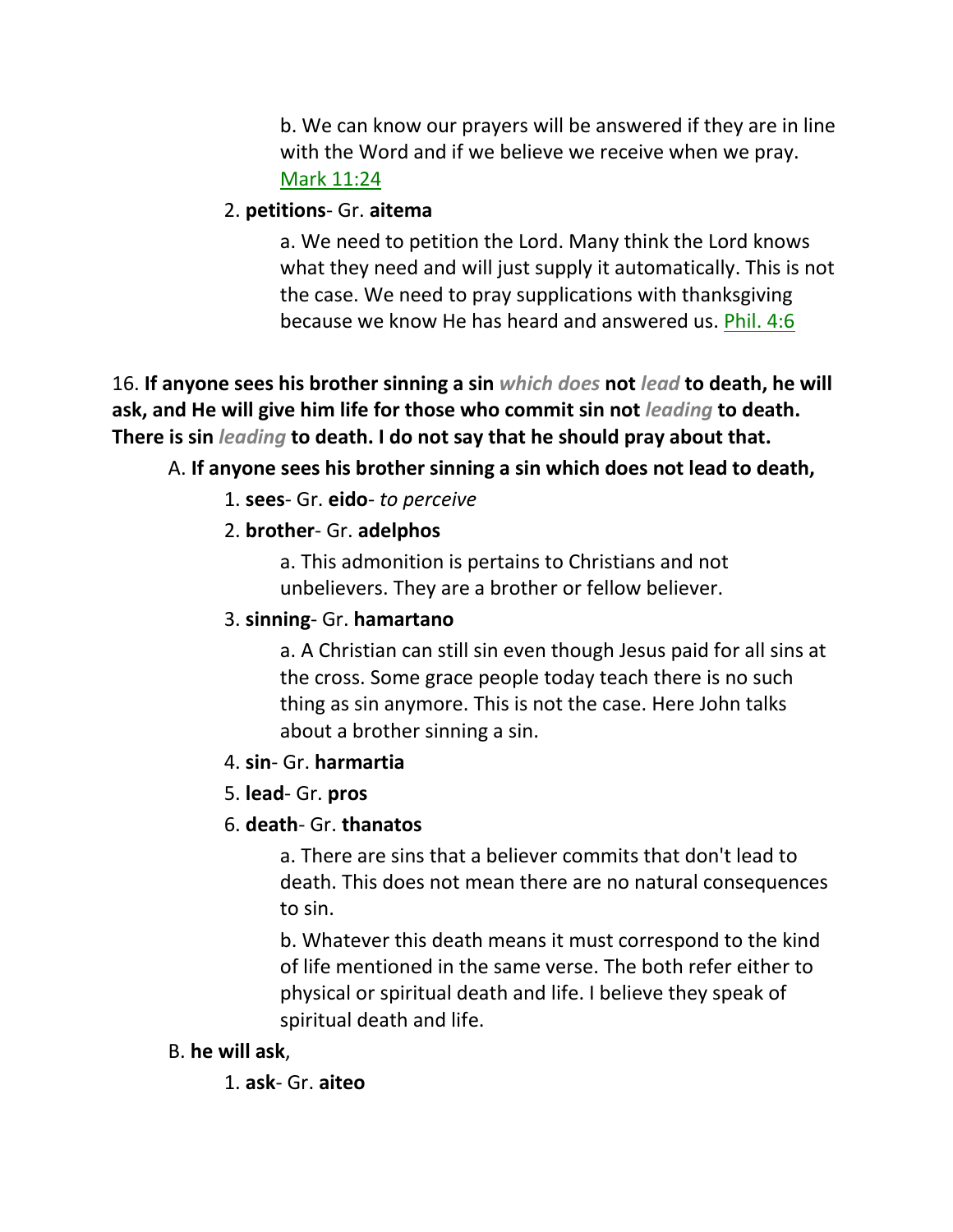b. We can know our prayers will be answered if they are in line with the Word and if we believe we receive when we pray. Mark 11:24

2. **petitions**- Gr. **aitema**

a. We need to petition the Lord. Many think the Lord knows what they need and will just supply it automatically. This is not the case. We need to pray supplications with thanksgiving because we know He has heard and answered us. Phil. 4:6

16. **If anyone sees his brother sinning a sin** ***which does*** **not** ***lead*** **to death, he will ask, and He will give him life for those who commit sin not** ***leading*** **to death. There is sin** ***leading*** **to death. I do not say that he should pray about that.**

A. **If anyone sees his brother sinning a sin which does not lead to death,**

1. **sees**- Gr. **eido**- *to perceive*

2. **brother**- Gr. **adelphos**

a. This admonition is pertains to Christians and not unbelievers. They are a brother or fellow believer.

3. **sinning**- Gr. **hamartano**

a. A Christian can still sin even though Jesus paid for all sins at the cross. Some grace people today teach there is no such thing as sin anymore. This is not the case. Here John talks about a brother sinning a sin.

4. **sin**- Gr. **harmartia**

5. **lead**- Gr. **pros**

6. **death**- Gr. **thanatos**

a. There are sins that a believer commits that don't lead to death. This does not mean there are no natural consequences to sin.

b. Whatever this death means it must correspond to the kind of life mentioned in the same verse. The both refer either to physical or spiritual death and life. I believe they speak of spiritual death and life.

B. **he will ask**,

1. **ask**- Gr. **aiteo**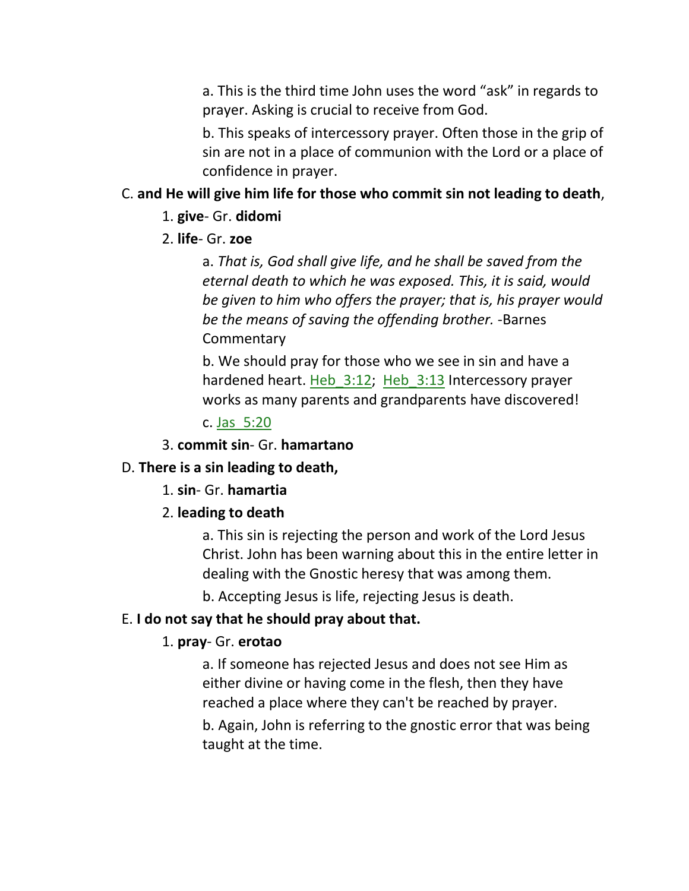a. This is the third time John uses the word “ask” in regards to prayer. Asking is crucial to receive from God.

b. This speaks of intercessory prayer. Often those in the grip of sin are not in a place of communion with the Lord or a place of confidence in prayer.

C. **and He will give him life for those who commit sin not leading to death**,

1. **give**- Gr. **didomi**

2. **life**- Gr. **zoe**

a. *That is, God shall give life, and he shall be saved from the eternal death to which he was exposed. This, it is said, would be given to him who offers the prayer; that is, his prayer would be the means of saving the offending brother.* -Barnes Commentary

b. We should pray for those who we see in sin and have a hardened heart. Heb_3:12; Heb_3:13 Intercessory prayer works as many parents and grandparents have discovered!

c. Jas_5:20

3. **commit sin**- Gr. **hamartano**

D. **There is a sin leading to death,**

1. **sin**- Gr. **hamartia**

2. **leading to death**

a. This sin is rejecting the person and work of the Lord Jesus Christ. John has been warning about this in the entire letter in dealing with the Gnostic heresy that was among them.

b. Accepting Jesus is life, rejecting Jesus is death.

E. **I do not say that he should pray about that.**

1. **pray**- Gr. **erotao**

a. If someone has rejected Jesus and does not see Him as either divine or having come in the flesh, then they have reached a place where they can't be reached by prayer.

b. Again, John is referring to the gnostic error that was being taught at the time.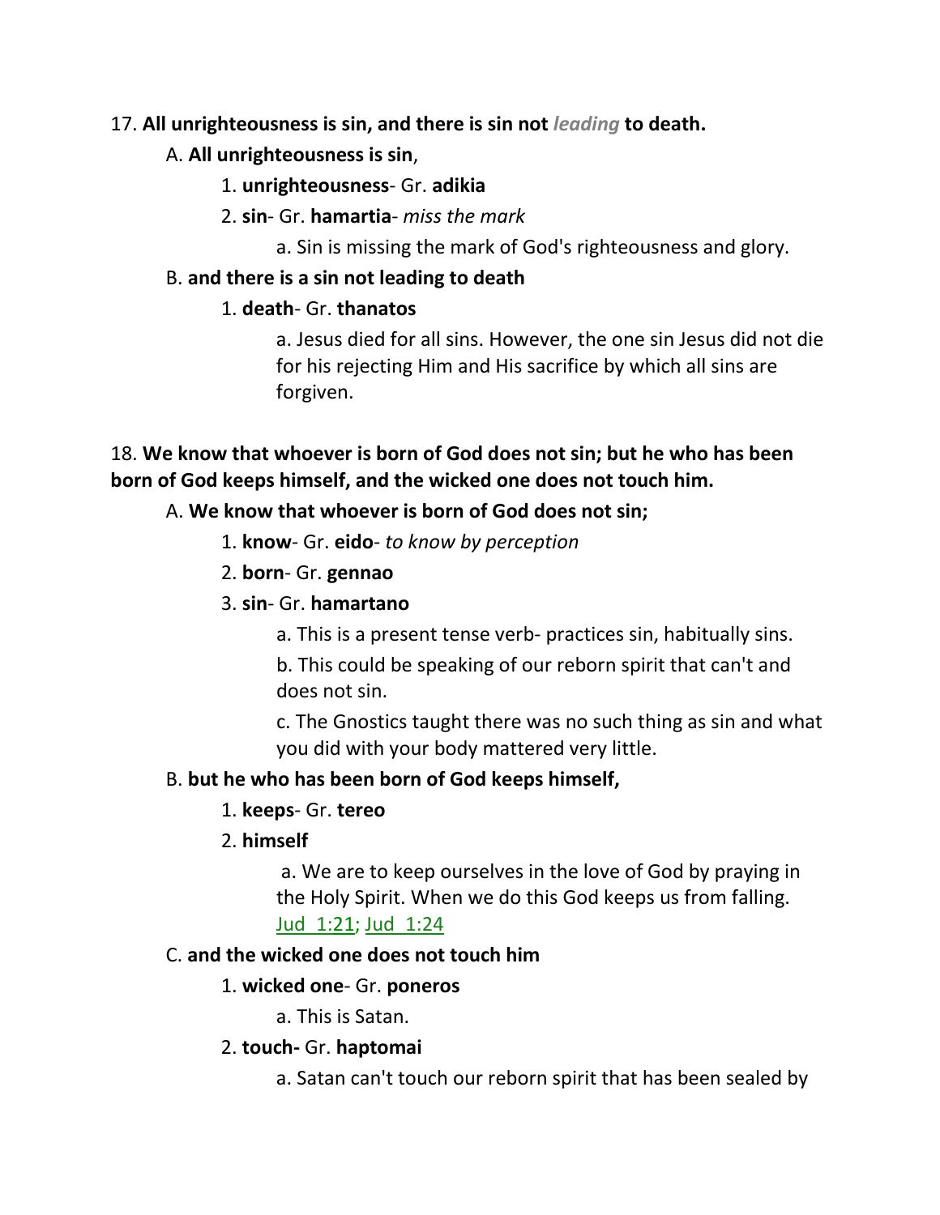17. **All unrighteousness is sin, and there is sin not *leading* to death.**

A. **All unrighteousness is sin**,

1. **unrighteousness**- Gr. **adikia**

2. **sin**- Gr. **hamartia**- *miss the mark*

a. Sin is missing the mark of God's righteousness and glory.

B. **and there is a sin not leading to death**

1. **death**- Gr. **thanatos**

a. Jesus died for all sins. However, the one sin Jesus did not die for his rejecting Him and His sacrifice by which all sins are forgiven.

18. **We know that whoever is born of God does not sin; but he who has been born of God keeps himself, and the wicked one does not touch him.**

A. **We know that whoever is born of God does not sin;**

1. **know**- Gr. **eido**- *to know by perception*

2. **born**- Gr. **gennao**

3. **sin**- Gr. **hamartano**

a. This is a present tense verb- practices sin, habitually sins.

b. This could be speaking of our reborn spirit that can't and does not sin.

c. The Gnostics taught there was no such thing as sin and what you did with your body mattered very little.

B. **but he who has been born of God keeps himself,**

1. **keeps**- Gr. **tereo**

2. **himself**

a. We are to keep ourselves in the love of God by praying in the Holy Spirit. When we do this God keeps us from falling. Jud 1:21; Jud 1:24

C. **and the wicked one does not touch him**

1. **wicked one**- Gr. **poneros**

a. This is Satan.

2. **touch-** Gr. **haptomai**

a. Satan can't touch our reborn spirit that has been sealed by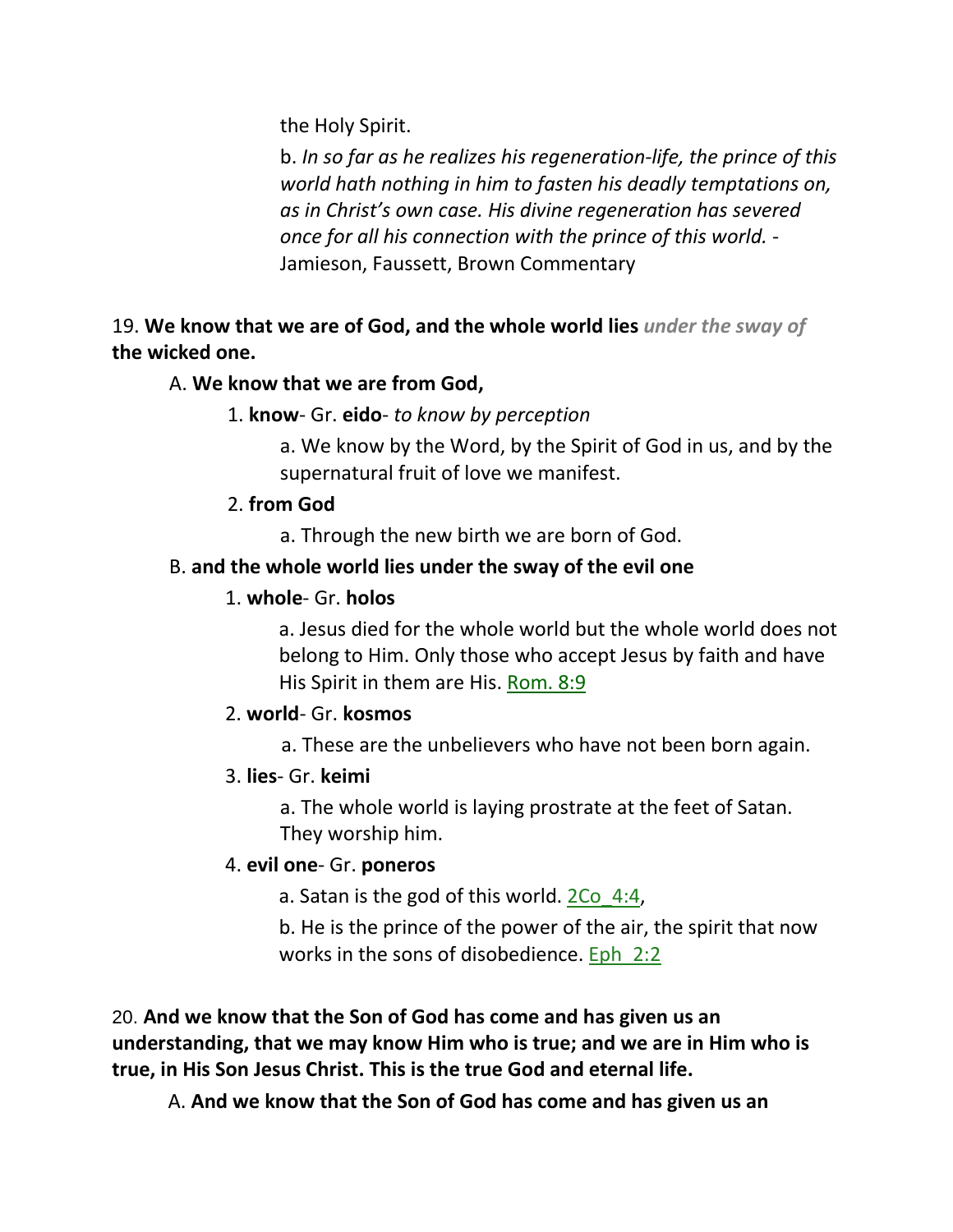the Holy Spirit.

b. *In so far as he realizes his regeneration-life, the prince of this world hath nothing in him to fasten his deadly temptations on, as in Christ's own case. His divine regeneration has severed once for all his connection with the prince of this world.* - Jamieson, Faussett, Brown Commentary

19. **We know that we are of God, and the whole world lies** ***under the sway of*** **the wicked one.**

A. **We know that we are from God,**

1. **know**- Gr. **eido**- *to know by perception*

a. We know by the Word, by the Spirit of God in us, and by the supernatural fruit of love we manifest.

2. **from God**

a. Through the new birth we are born of God.

B. **and the whole world lies under the sway of the evil one**

1. **whole**- Gr. **holos**

a. Jesus died for the whole world but the whole world does not belong to Him. Only those who accept Jesus by faith and have His Spirit in them are His. Rom. 8:9

2. **world**- Gr. **kosmos**

a. These are the unbelievers who have not been born again.

3. **lies**- Gr. **keimi**

a. The whole world is laying prostrate at the feet of Satan. They worship him.

4. **evil one**- Gr. **poneros**

a. Satan is the god of this world. 2Co_4:4,

b. He is the prince of the power of the air, the spirit that now works in the sons of disobedience. Eph_2:2

20. **And we know that the Son of God has come and has given us an understanding, that we may know Him who is true; and we are in Him who is true, in His Son Jesus Christ. This is the true God and eternal life.**

A. **And we know that the Son of God has come and has given us an**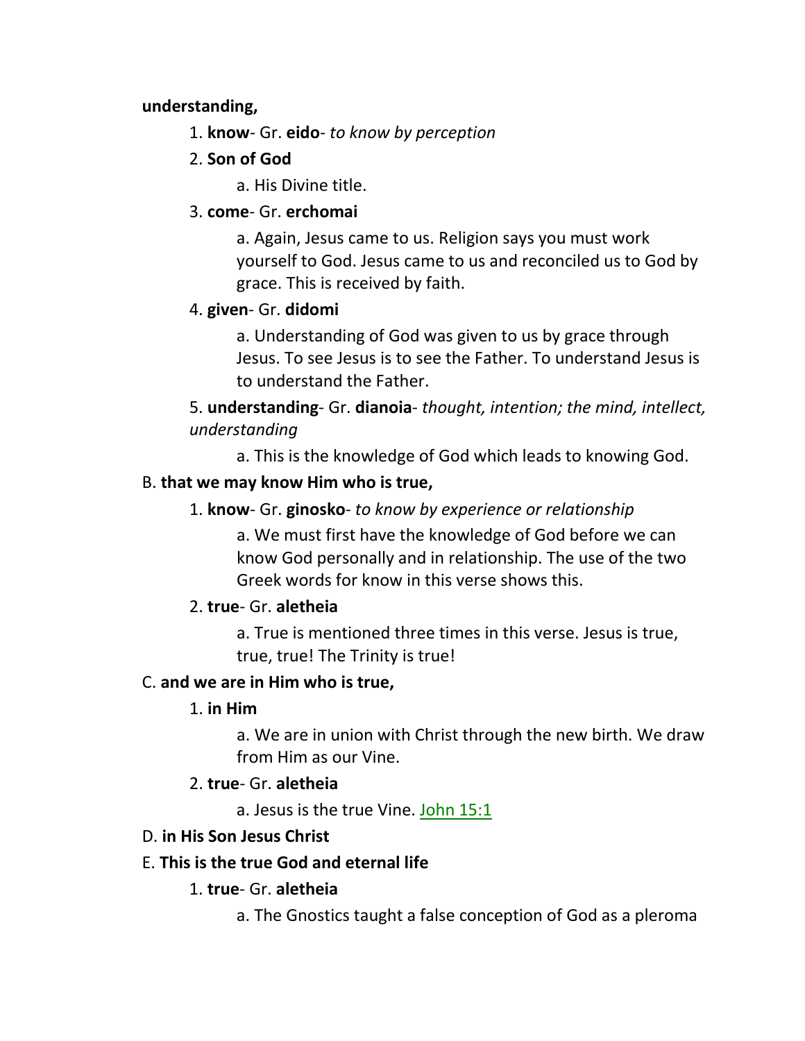**understanding,**

1. **know**- Gr. **eido**- *to know by perception*
2. **Son of God**
   a. His Divine title.
3. **come**- Gr. **erchomai**
   a. Again, Jesus came to us. Religion says you must work yourself to God. Jesus came to us and reconciled us to God by grace. This is received by faith.
4. **given**- Gr. **didomi**
   a. Understanding of God was given to us by grace through Jesus. To see Jesus is to see the Father. To understand Jesus is to understand the Father.
5. **understanding**- Gr. **dianoia**- *thought, intention; the mind, intellect, understanding*
   a. This is the knowledge of God which leads to knowing God.

B. **that we may know Him who is true,**

1. **know**- Gr. **ginosko**- *to know by experience or relationship*
   a. We must first have the knowledge of God before we can know God personally and in relationship. The use of the two Greek words for know in this verse shows this.
2. **true**- Gr. **aletheia**
   a. True is mentioned three times in this verse. Jesus is true, true, true! The Trinity is true!

C. **and we are in Him who is true,**

1. **in Him**
   a. We are in union with Christ through the new birth. We draw from Him as our Vine.
2. **true**- Gr. **aletheia**
   a. Jesus is the true Vine. John 15:1

D. **in His Son Jesus Christ**

E. **This is the true God and eternal life**

1. **true**- Gr. **aletheia**
   a. The Gnostics taught a false conception of God as a pleroma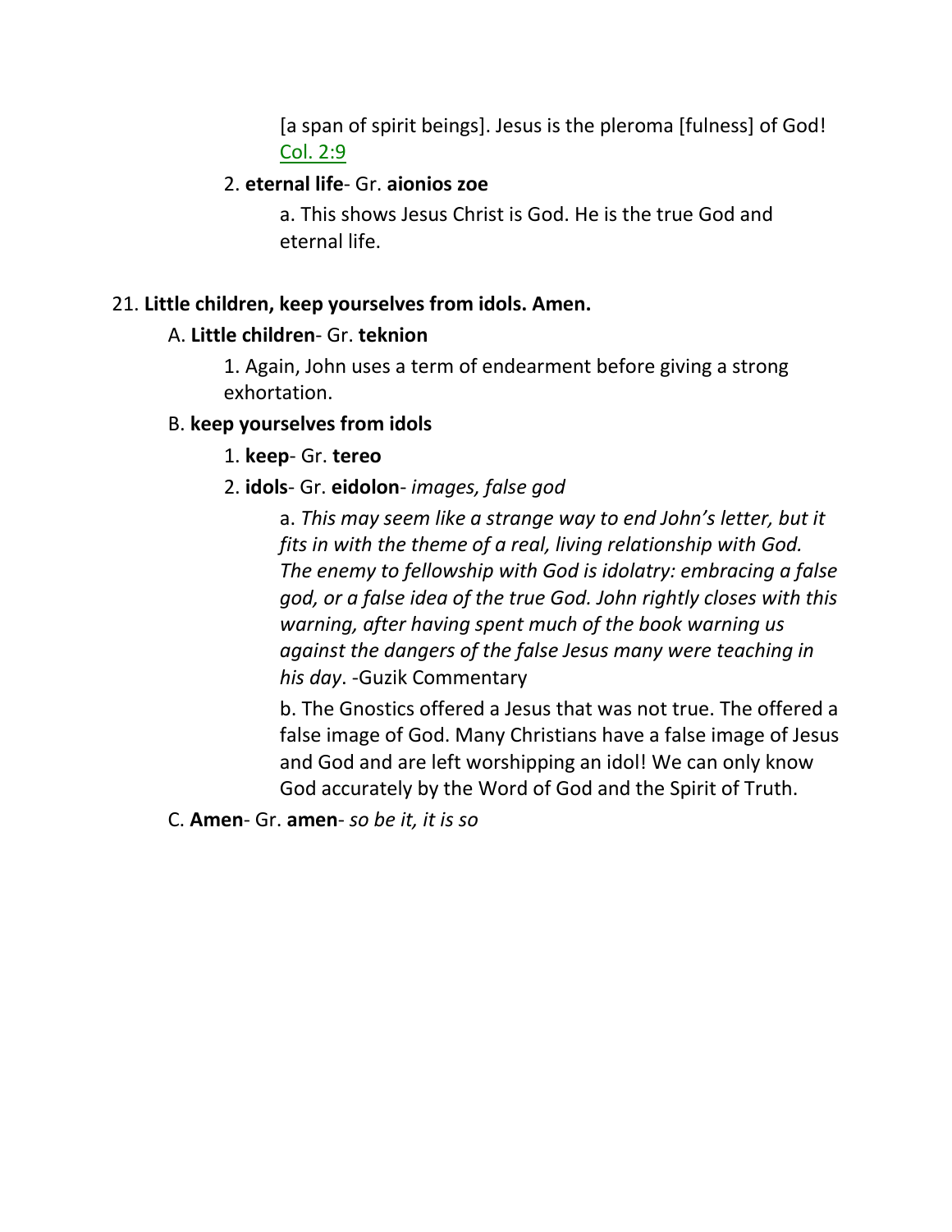[a span of spirit beings]. Jesus is the pleroma [fulness] of God! Col. 2:9

2. **eternal life**- Gr. **aionios zoe**

a. This shows Jesus Christ is God. He is the true God and eternal life.

21. **Little children, keep yourselves from idols. Amen.**

A. **Little children**- Gr. **teknion**

1. Again, John uses a term of endearment before giving a strong exhortation.

B. **keep yourselves from idols**

1. **keep**- Gr. **tereo**

2. **idols**- Gr. **eidolon**- *images, false god*

a. *This may seem like a strange way to end John's letter, but it fits in with the theme of a real, living relationship with God. The enemy to fellowship with God is idolatry: embracing a false god, or a false idea of the true God. John rightly closes with this warning, after having spent much of the book warning us against the dangers of the false Jesus many were teaching in his day*. -Guzik Commentary

b. The Gnostics offered a Jesus that was not true. The offered a false image of God. Many Christians have a false image of Jesus and God and are left worshipping an idol! We can only know God accurately by the Word of God and the Spirit of Truth.

C. **Amen**- Gr. **amen**- *so be it, it is so*